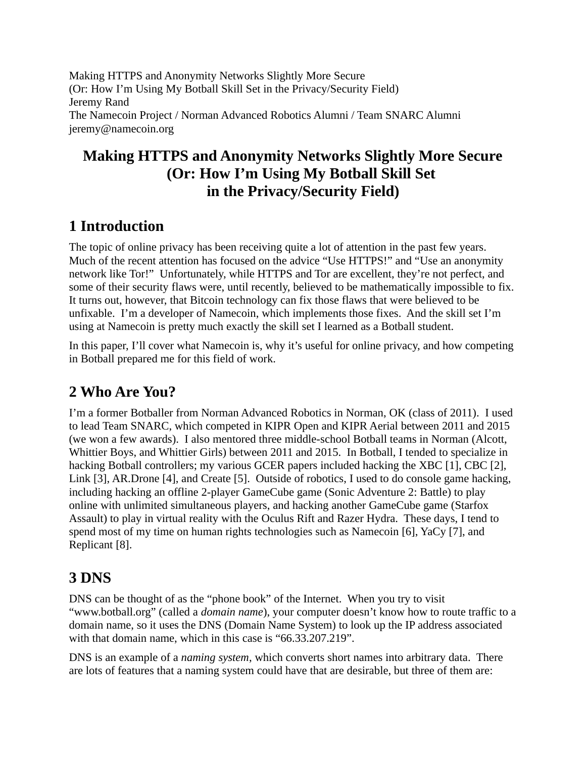Making HTTPS and Anonymity Networks Slightly More Secure
(Or: How I'm Using My Botball Skill Set in the Privacy/Security Field)
Jeremy Rand
The Namecoin Project / Norman Advanced Robotics Alumni / Team SNARC Alumni
jeremy@namecoin.org

# Making HTTPS and Anonymity Networks Slightly More Secure (Or: How I'm Using My Botball Skill Set in the Privacy/Security Field)

## 1 Introduction

The topic of online privacy has been receiving quite a lot of attention in the past few years. Much of the recent attention has focused on the advice "Use HTTPS!" and "Use an anonymity network like Tor!" Unfortunately, while HTTPS and Tor are excellent, they're not perfect, and some of their security flaws were, until recently, believed to be mathematically impossible to fix. It turns out, however, that Bitcoin technology can fix those flaws that were believed to be unfixable. I'm a developer of Namecoin, which implements those fixes. And the skill set I'm using at Namecoin is pretty much exactly the skill set I learned as a Botball student.

In this paper, I'll cover what Namecoin is, why it's useful for online privacy, and how competing in Botball prepared me for this field of work.

## 2 Who Are You?

I'm a former Botballer from Norman Advanced Robotics in Norman, OK (class of 2011). I used to lead Team SNARC, which competed in KIPR Open and KIPR Aerial between 2011 and 2015 (we won a few awards). I also mentored three middle-school Botball teams in Norman (Alcott, Whittier Boys, and Whittier Girls) between 2011 and 2015. In Botball, I tended to specialize in hacking Botball controllers; my various GCER papers included hacking the XBC [1], CBC [2], Link [3], AR.Drone [4], and Create [5]. Outside of robotics, I used to do console game hacking, including hacking an offline 2-player GameCube game (Sonic Adventure 2: Battle) to play online with unlimited simultaneous players, and hacking another GameCube game (Starfox Assault) to play in virtual reality with the Oculus Rift and Razer Hydra. These days, I tend to spend most of my time on human rights technologies such as Namecoin [6], YaCy [7], and Replicant [8].

## 3 DNS

DNS can be thought of as the "phone book" of the Internet. When you try to visit "www.botball.org" (called a *domain name*), your computer doesn't know how to route traffic to a domain name, so it uses the DNS (Domain Name System) to look up the IP address associated with that domain name, which in this case is "66.33.207.219".

DNS is an example of a *naming system*, which converts short names into arbitrary data. There are lots of features that a naming system could have that are desirable, but three of them are: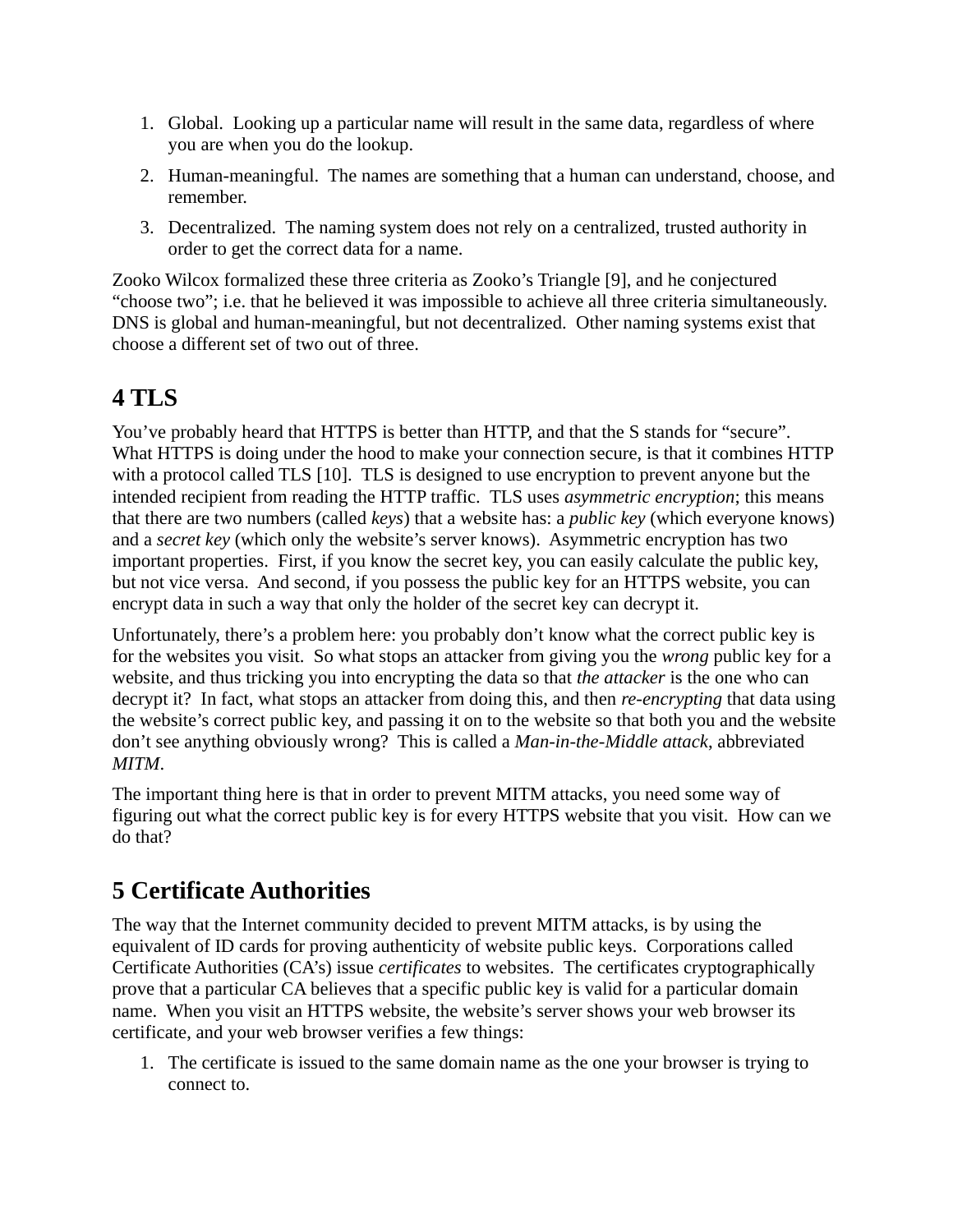1. Global. Looking up a particular name will result in the same data, regardless of where you are when you do the lookup.
2. Human-meaningful. The names are something that a human can understand, choose, and remember.
3. Decentralized. The naming system does not rely on a centralized, trusted authority in order to get the correct data for a name.

Zooko Wilcox formalized these three criteria as Zooko's Triangle [9], and he conjectured "choose two"; i.e. that he believed it was impossible to achieve all three criteria simultaneously. DNS is global and human-meaningful, but not decentralized. Other naming systems exist that choose a different set of two out of three.

## 4 TLS

You've probably heard that HTTPS is better than HTTP, and that the S stands for "secure". What HTTPS is doing under the hood to make your connection secure, is that it combines HTTP with a protocol called TLS [10]. TLS is designed to use encryption to prevent anyone but the intended recipient from reading the HTTP traffic. TLS uses *asymmetric encryption*; this means that there are two numbers (called *keys*) that a website has: a *public key* (which everyone knows) and a *secret key* (which only the website's server knows). Asymmetric encryption has two important properties. First, if you know the secret key, you can easily calculate the public key, but not vice versa. And second, if you possess the public key for an HTTPS website, you can encrypt data in such a way that only the holder of the secret key can decrypt it.

Unfortunately, there's a problem here: you probably don't know what the correct public key is for the websites you visit. So what stops an attacker from giving you the *wrong* public key for a website, and thus tricking you into encrypting the data so that *the attacker* is the one who can decrypt it? In fact, what stops an attacker from doing this, and then *re-encrypting* that data using the website's correct public key, and passing it on to the website so that both you and the website don't see anything obviously wrong? This is called a *Man-in-the-Middle attack*, abbreviated *MITM*.

The important thing here is that in order to prevent MITM attacks, you need some way of figuring out what the correct public key is for every HTTPS website that you visit. How can we do that?

## 5 Certificate Authorities

The way that the Internet community decided to prevent MITM attacks, is by using the equivalent of ID cards for proving authenticity of website public keys. Corporations called Certificate Authorities (CA's) issue *certificates* to websites. The certificates cryptographically prove that a particular CA believes that a specific public key is valid for a particular domain name. When you visit an HTTPS website, the website's server shows your web browser its certificate, and your web browser verifies a few things:

1. The certificate is issued to the same domain name as the one your browser is trying to connect to.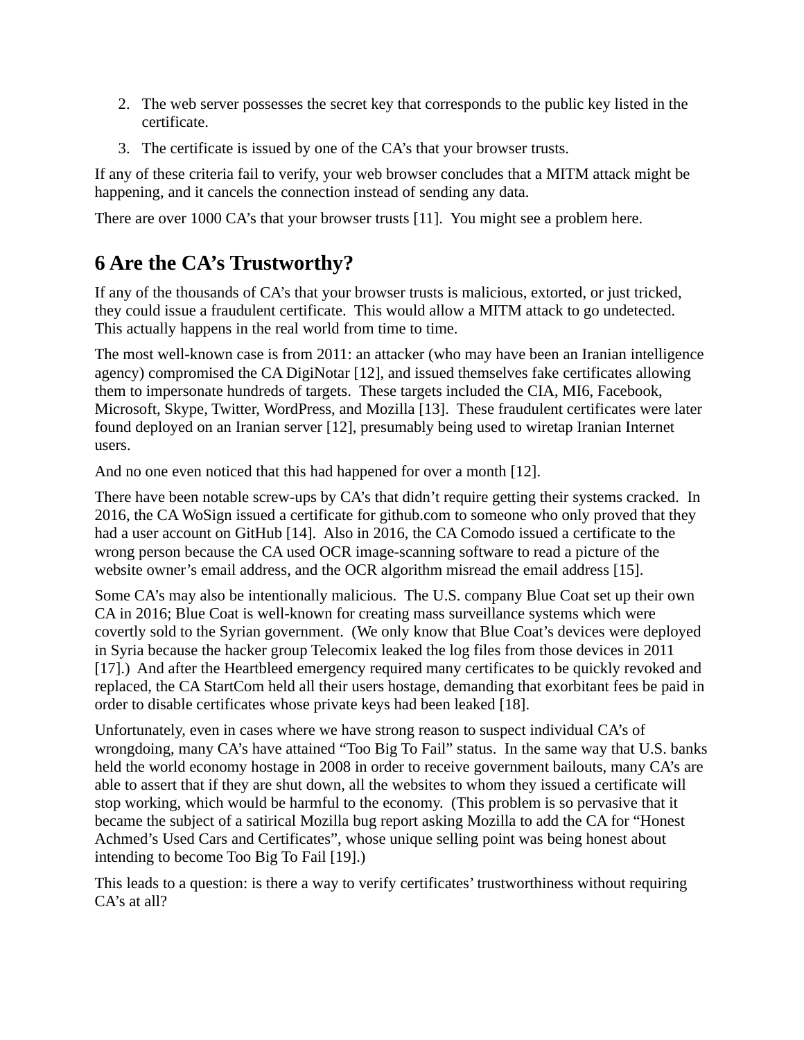2. The web server possesses the secret key that corresponds to the public key listed in the certificate.
3. The certificate is issued by one of the CA's that your browser trusts.

If any of these criteria fail to verify, your web browser concludes that a MITM attack might be happening, and it cancels the connection instead of sending any data.

There are over 1000 CA's that your browser trusts [11]. You might see a problem here.

# 6 Are the CA's Trustworthy?

If any of the thousands of CA's that your browser trusts is malicious, extorted, or just tricked, they could issue a fraudulent certificate. This would allow a MITM attack to go undetected. This actually happens in the real world from time to time.

The most well-known case is from 2011: an attacker (who may have been an Iranian intelligence agency) compromised the CA DigiNotar [12], and issued themselves fake certificates allowing them to impersonate hundreds of targets. These targets included the CIA, MI6, Facebook, Microsoft, Skype, Twitter, WordPress, and Mozilla [13]. These fraudulent certificates were later found deployed on an Iranian server [12], presumably being used to wiretap Iranian Internet users.

And no one even noticed that this had happened for over a month [12].

There have been notable screw-ups by CA's that didn't require getting their systems cracked. In 2016, the CA WoSign issued a certificate for github.com to someone who only proved that they had a user account on GitHub [14]. Also in 2016, the CA Comodo issued a certificate to the wrong person because the CA used OCR image-scanning software to read a picture of the website owner's email address, and the OCR algorithm misread the email address [15].

Some CA's may also be intentionally malicious. The U.S. company Blue Coat set up their own CA in 2016; Blue Coat is well-known for creating mass surveillance systems which were covertly sold to the Syrian government. (We only know that Blue Coat's devices were deployed in Syria because the hacker group Telecomix leaked the log files from those devices in 2011 [17].) And after the Heartbleed emergency required many certificates to be quickly revoked and replaced, the CA StartCom held all their users hostage, demanding that exorbitant fees be paid in order to disable certificates whose private keys had been leaked [18].

Unfortunately, even in cases where we have strong reason to suspect individual CA's of wrongdoing, many CA's have attained "Too Big To Fail" status. In the same way that U.S. banks held the world economy hostage in 2008 in order to receive government bailouts, many CA's are able to assert that if they are shut down, all the websites to whom they issued a certificate will stop working, which would be harmful to the economy. (This problem is so pervasive that it became the subject of a satirical Mozilla bug report asking Mozilla to add the CA for "Honest Achmed's Used Cars and Certificates", whose unique selling point was being honest about intending to become Too Big To Fail [19].)

This leads to a question: is there a way to verify certificates' trustworthiness without requiring CA's at all?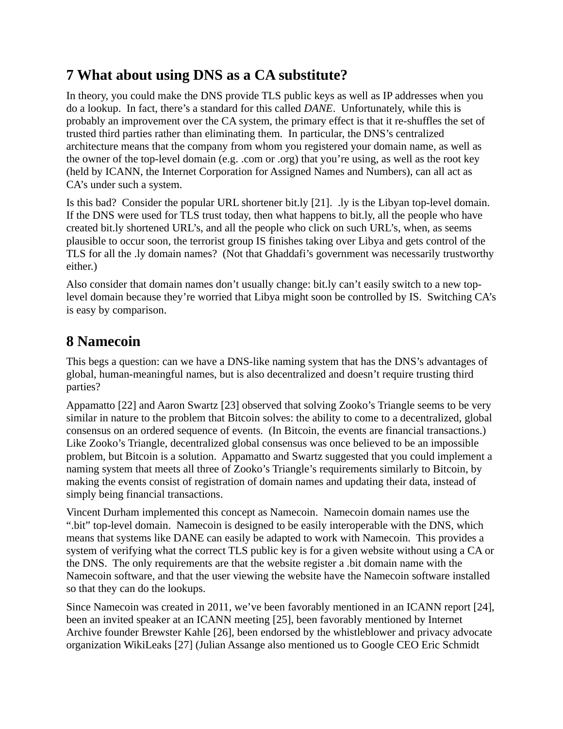## 7 What about using DNS as a CA substitute?

In theory, you could make the DNS provide TLS public keys as well as IP addresses when you do a lookup. In fact, there's a standard for this called *DANE*. Unfortunately, while this is probably an improvement over the CA system, the primary effect is that it re-shuffles the set of trusted third parties rather than eliminating them. In particular, the DNS's centralized architecture means that the company from whom you registered your domain name, as well as the owner of the top-level domain (e.g. .com or .org) that you're using, as well as the root key (held by ICANN, the Internet Corporation for Assigned Names and Numbers), can all act as CA's under such a system.

Is this bad? Consider the popular URL shortener bit.ly [21]. .ly is the Libyan top-level domain. If the DNS were used for TLS trust today, then what happens to bit.ly, all the people who have created bit.ly shortened URL's, and all the people who click on such URL's, when, as seems plausible to occur soon, the terrorist group IS finishes taking over Libya and gets control of the TLS for all the .ly domain names? (Not that Ghaddafi's government was necessarily trustworthy either.)

Also consider that domain names don't usually change: bit.ly can't easily switch to a new top-level domain because they're worried that Libya might soon be controlled by IS. Switching CA's is easy by comparison.

## 8 Namecoin

This begs a question: can we have a DNS-like naming system that has the DNS's advantages of global, human-meaningful names, but is also decentralized and doesn't require trusting third parties?

Appamatto [22] and Aaron Swartz [23] observed that solving Zooko's Triangle seems to be very similar in nature to the problem that Bitcoin solves: the ability to come to a decentralized, global consensus on an ordered sequence of events. (In Bitcoin, the events are financial transactions.) Like Zooko's Triangle, decentralized global consensus was once believed to be an impossible problem, but Bitcoin is a solution. Appamatto and Swartz suggested that you could implement a naming system that meets all three of Zooko's Triangle's requirements similarly to Bitcoin, by making the events consist of registration of domain names and updating their data, instead of simply being financial transactions.

Vincent Durham implemented this concept as Namecoin. Namecoin domain names use the ".bit" top-level domain. Namecoin is designed to be easily interoperable with the DNS, which means that systems like DANE can easily be adapted to work with Namecoin. This provides a system of verifying what the correct TLS public key is for a given website without using a CA or the DNS. The only requirements are that the website register a .bit domain name with the Namecoin software, and that the user viewing the website have the Namecoin software installed so that they can do the lookups.

Since Namecoin was created in 2011, we've been favorably mentioned in an ICANN report [24], been an invited speaker at an ICANN meeting [25], been favorably mentioned by Internet Archive founder Brewster Kahle [26], been endorsed by the whistleblower and privacy advocate organization WikiLeaks [27] (Julian Assange also mentioned us to Google CEO Eric Schmidt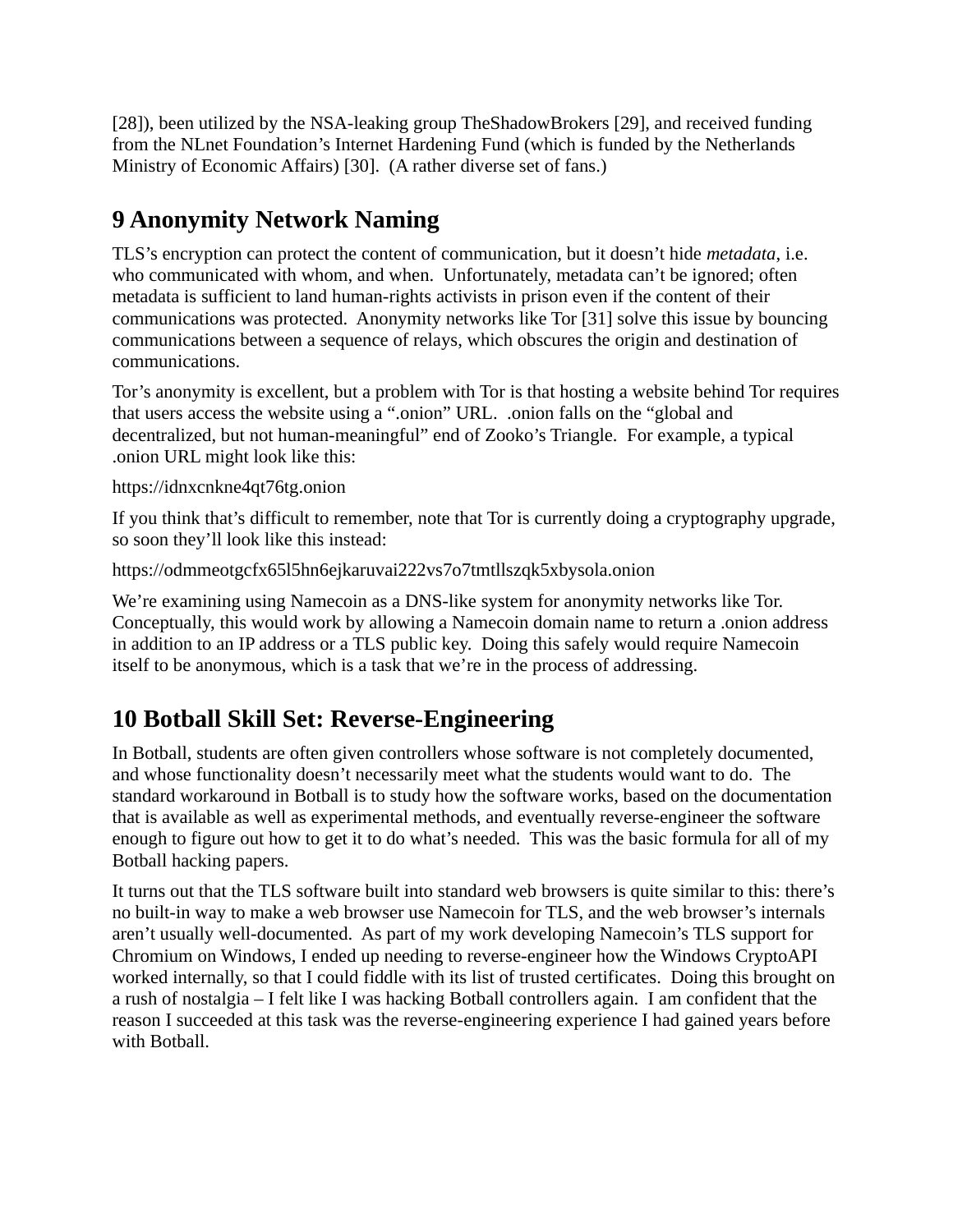[28]), been utilized by the NSA-leaking group TheShadowBrokers [29], and received funding from the NLnet Foundation's Internet Hardening Fund (which is funded by the Netherlands Ministry of Economic Affairs) [30]. (A rather diverse set of fans.)

## 9 Anonymity Network Naming

TLS's encryption can protect the content of communication, but it doesn't hide *metadata*, i.e. who communicated with whom, and when. Unfortunately, metadata can't be ignored; often metadata is sufficient to land human-rights activists in prison even if the content of their communications was protected. Anonymity networks like Tor [31] solve this issue by bouncing communications between a sequence of relays, which obscures the origin and destination of communications.

Tor's anonymity is excellent, but a problem with Tor is that hosting a website behind Tor requires that users access the website using a ".onion" URL. .onion falls on the "global and decentralized, but not human-meaningful" end of Zooko's Triangle. For example, a typical .onion URL might look like this:

https://idnxcnkne4qt76tg.onion

If you think that's difficult to remember, note that Tor is currently doing a cryptography upgrade, so soon they'll look like this instead:

https://odmmeotgcfx65l5hn6ejkaruvai222vs7o7tmtllszqk5xbysola.onion

We're examining using Namecoin as a DNS-like system for anonymity networks like Tor. Conceptually, this would work by allowing a Namecoin domain name to return a .onion address in addition to an IP address or a TLS public key. Doing this safely would require Namecoin itself to be anonymous, which is a task that we're in the process of addressing.

## 10 Botball Skill Set: Reverse-Engineering

In Botball, students are often given controllers whose software is not completely documented, and whose functionality doesn't necessarily meet what the students would want to do. The standard workaround in Botball is to study how the software works, based on the documentation that is available as well as experimental methods, and eventually reverse-engineer the software enough to figure out how to get it to do what's needed. This was the basic formula for all of my Botball hacking papers.

It turns out that the TLS software built into standard web browsers is quite similar to this: there's no built-in way to make a web browser use Namecoin for TLS, and the web browser's internals aren't usually well-documented. As part of my work developing Namecoin's TLS support for Chromium on Windows, I ended up needing to reverse-engineer how the Windows CryptoAPI worked internally, so that I could fiddle with its list of trusted certificates. Doing this brought on a rush of nostalgia – I felt like I was hacking Botball controllers again. I am confident that the reason I succeeded at this task was the reverse-engineering experience I had gained years before with Botball.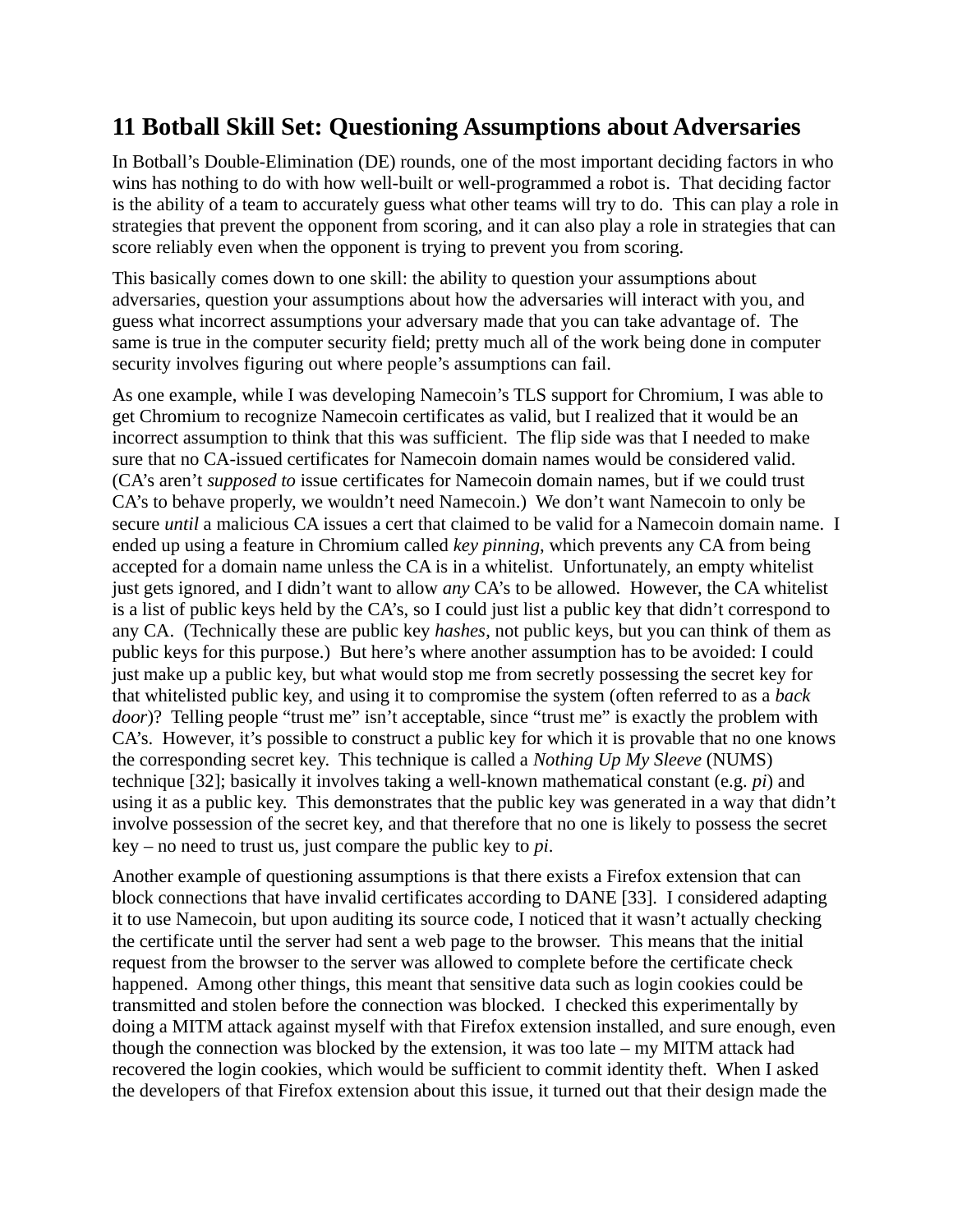## 11 Botball Skill Set: Questioning Assumptions about Adversaries

In Botball's Double-Elimination (DE) rounds, one of the most important deciding factors in who wins has nothing to do with how well-built or well-programmed a robot is. That deciding factor is the ability of a team to accurately guess what other teams will try to do. This can play a role in strategies that prevent the opponent from scoring, and it can also play a role in strategies that can score reliably even when the opponent is trying to prevent you from scoring.

This basically comes down to one skill: the ability to question your assumptions about adversaries, question your assumptions about how the adversaries will interact with you, and guess what incorrect assumptions your adversary made that you can take advantage of. The same is true in the computer security field; pretty much all of the work being done in computer security involves figuring out where people's assumptions can fail.

As one example, while I was developing Namecoin's TLS support for Chromium, I was able to get Chromium to recognize Namecoin certificates as valid, but I realized that it would be an incorrect assumption to think that this was sufficient. The flip side was that I needed to make sure that no CA-issued certificates for Namecoin domain names would be considered valid. (CA's aren't *supposed to* issue certificates for Namecoin domain names, but if we could trust CA's to behave properly, we wouldn't need Namecoin.) We don't want Namecoin to only be secure *until* a malicious CA issues a cert that claimed to be valid for a Namecoin domain name. I ended up using a feature in Chromium called *key pinning*, which prevents any CA from being accepted for a domain name unless the CA is in a whitelist. Unfortunately, an empty whitelist just gets ignored, and I didn't want to allow *any* CA's to be allowed. However, the CA whitelist is a list of public keys held by the CA's, so I could just list a public key that didn't correspond to any CA. (Technically these are public key *hashes*, not public keys, but you can think of them as public keys for this purpose.) But here's where another assumption has to be avoided: I could just make up a public key, but what would stop me from secretly possessing the secret key for that whitelisted public key, and using it to compromise the system (often referred to as a *back door*)? Telling people "trust me" isn't acceptable, since "trust me" is exactly the problem with CA's. However, it's possible to construct a public key for which it is provable that no one knows the corresponding secret key. This technique is called a *Nothing Up My Sleeve* (NUMS) technique [32]; basically it involves taking a well-known mathematical constant (e.g. *pi*) and using it as a public key. This demonstrates that the public key was generated in a way that didn't involve possession of the secret key, and that therefore that no one is likely to possess the secret key – no need to trust us, just compare the public key to *pi*.

Another example of questioning assumptions is that there exists a Firefox extension that can block connections that have invalid certificates according to DANE [33]. I considered adapting it to use Namecoin, but upon auditing its source code, I noticed that it wasn't actually checking the certificate until the server had sent a web page to the browser. This means that the initial request from the browser to the server was allowed to complete before the certificate check happened. Among other things, this meant that sensitive data such as login cookies could be transmitted and stolen before the connection was blocked. I checked this experimentally by doing a MITM attack against myself with that Firefox extension installed, and sure enough, even though the connection was blocked by the extension, it was too late – my MITM attack had recovered the login cookies, which would be sufficient to commit identity theft. When I asked the developers of that Firefox extension about this issue, it turned out that their design made the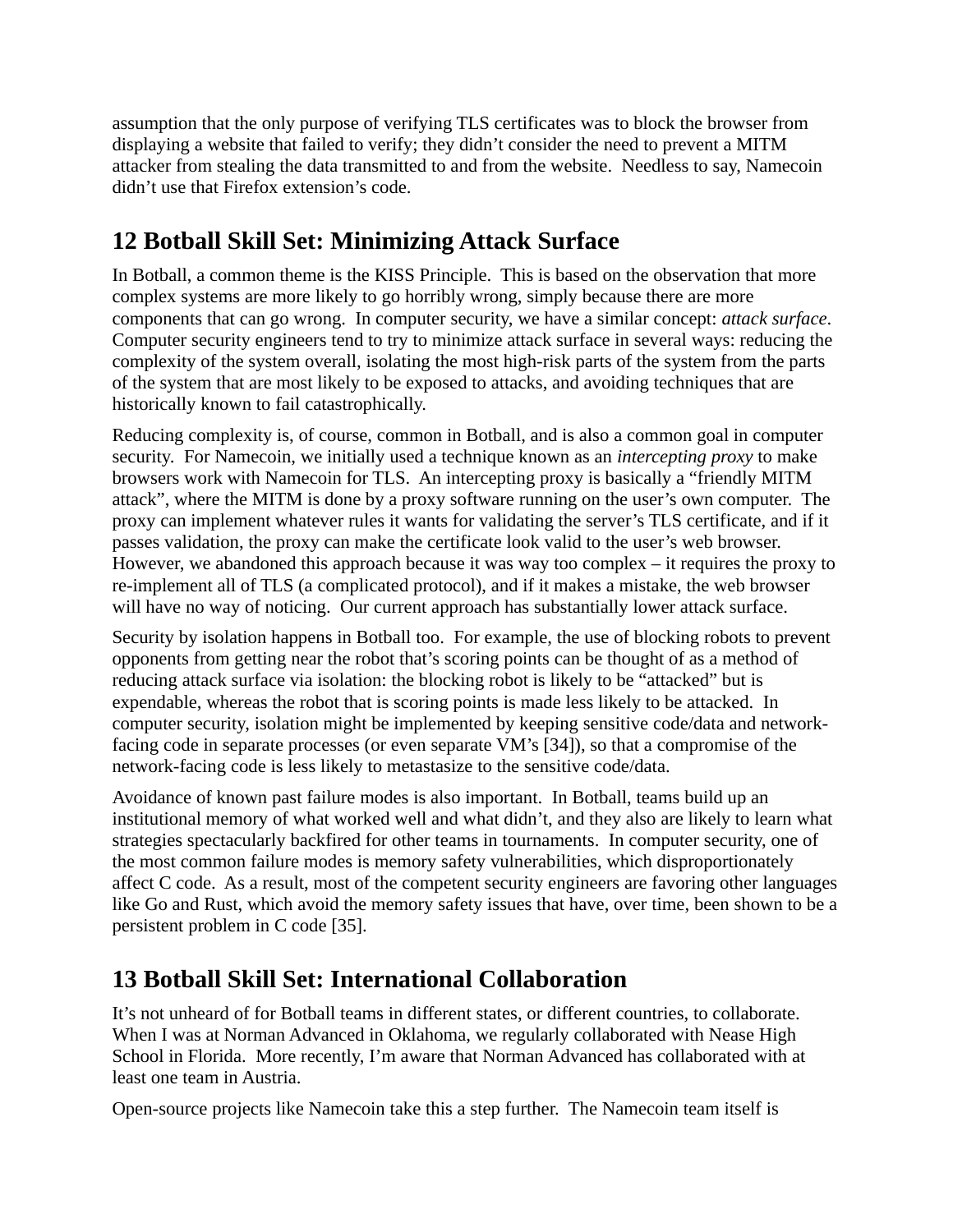assumption that the only purpose of verifying TLS certificates was to block the browser from displaying a website that failed to verify; they didn't consider the need to prevent a MITM attacker from stealing the data transmitted to and from the website. Needless to say, Namecoin didn't use that Firefox extension's code.

## 12 Botball Skill Set: Minimizing Attack Surface

In Botball, a common theme is the KISS Principle. This is based on the observation that more complex systems are more likely to go horribly wrong, simply because there are more components that can go wrong. In computer security, we have a similar concept: *attack surface*. Computer security engineers tend to try to minimize attack surface in several ways: reducing the complexity of the system overall, isolating the most high-risk parts of the system from the parts of the system that are most likely to be exposed to attacks, and avoiding techniques that are historically known to fail catastrophically.

Reducing complexity is, of course, common in Botball, and is also a common goal in computer security. For Namecoin, we initially used a technique known as an *intercepting proxy* to make browsers work with Namecoin for TLS. An intercepting proxy is basically a "friendly MITM attack", where the MITM is done by a proxy software running on the user's own computer. The proxy can implement whatever rules it wants for validating the server's TLS certificate, and if it passes validation, the proxy can make the certificate look valid to the user's web browser. However, we abandoned this approach because it was way too complex – it requires the proxy to re-implement all of TLS (a complicated protocol), and if it makes a mistake, the web browser will have no way of noticing. Our current approach has substantially lower attack surface.

Security by isolation happens in Botball too. For example, the use of blocking robots to prevent opponents from getting near the robot that's scoring points can be thought of as a method of reducing attack surface via isolation: the blocking robot is likely to be "attacked" but is expendable, whereas the robot that is scoring points is made less likely to be attacked. In computer security, isolation might be implemented by keeping sensitive code/data and network-facing code in separate processes (or even separate VM's [34]), so that a compromise of the network-facing code is less likely to metastasize to the sensitive code/data.

Avoidance of known past failure modes is also important. In Botball, teams build up an institutional memory of what worked well and what didn't, and they also are likely to learn what strategies spectacularly backfired for other teams in tournaments. In computer security, one of the most common failure modes is memory safety vulnerabilities, which disproportionately affect C code. As a result, most of the competent security engineers are favoring other languages like Go and Rust, which avoid the memory safety issues that have, over time, been shown to be a persistent problem in C code [35].

## 13 Botball Skill Set: International Collaboration

It's not unheard of for Botball teams in different states, or different countries, to collaborate. When I was at Norman Advanced in Oklahoma, we regularly collaborated with Nease High School in Florida. More recently, I'm aware that Norman Advanced has collaborated with at least one team in Austria.

Open-source projects like Namecoin take this a step further. The Namecoin team itself is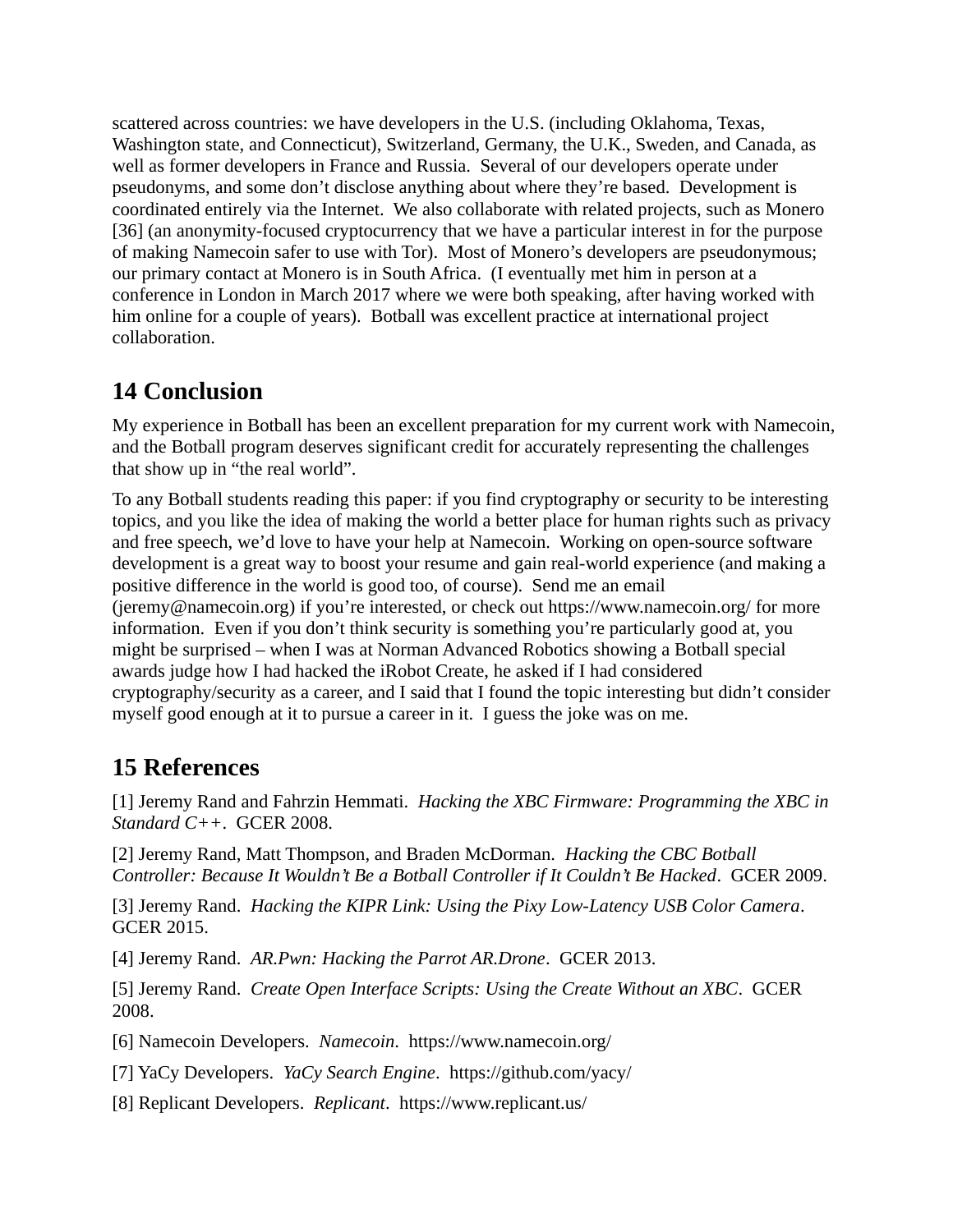scattered across countries: we have developers in the U.S. (including Oklahoma, Texas, Washington state, and Connecticut), Switzerland, Germany, the U.K., Sweden, and Canada, as well as former developers in France and Russia. Several of our developers operate under pseudonyms, and some don't disclose anything about where they're based. Development is coordinated entirely via the Internet. We also collaborate with related projects, such as Monero [36] (an anonymity-focused cryptocurrency that we have a particular interest in for the purpose of making Namecoin safer to use with Tor). Most of Monero's developers are pseudonymous; our primary contact at Monero is in South Africa. (I eventually met him in person at a conference in London in March 2017 where we were both speaking, after having worked with him online for a couple of years). Botball was excellent practice at international project collaboration.

## 14 Conclusion

My experience in Botball has been an excellent preparation for my current work with Namecoin, and the Botball program deserves significant credit for accurately representing the challenges that show up in "the real world".

To any Botball students reading this paper: if you find cryptography or security to be interesting topics, and you like the idea of making the world a better place for human rights such as privacy and free speech, we'd love to have your help at Namecoin. Working on open-source software development is a great way to boost your resume and gain real-world experience (and making a positive difference in the world is good too, of course). Send me an email (jeremy@namecoin.org) if you're interested, or check out https://www.namecoin.org/ for more information. Even if you don't think security is something you're particularly good at, you might be surprised – when I was at Norman Advanced Robotics showing a Botball special awards judge how I had hacked the iRobot Create, he asked if I had considered cryptography/security as a career, and I said that I found the topic interesting but didn't consider myself good enough at it to pursue a career in it. I guess the joke was on me.

## 15 References

[1] Jeremy Rand and Fahrzin Hemmati. *Hacking the XBC Firmware: Programming the XBC in Standard C++*. GCER 2008.

[2] Jeremy Rand, Matt Thompson, and Braden McDorman. *Hacking the CBC Botball Controller: Because It Wouldn't Be a Botball Controller if It Couldn't Be Hacked*. GCER 2009.

[3] Jeremy Rand. *Hacking the KIPR Link: Using the Pixy Low-Latency USB Color Camera*. GCER 2015.

[4] Jeremy Rand. *AR.Pwn: Hacking the Parrot AR.Drone*. GCER 2013.

[5] Jeremy Rand. *Create Open Interface Scripts: Using the Create Without an XBC*. GCER 2008.

[6] Namecoin Developers. *Namecoin*. https://www.namecoin.org/

[7] YaCy Developers. *YaCy Search Engine*. https://github.com/yacy/

[8] Replicant Developers. *Replicant*. https://www.replicant.us/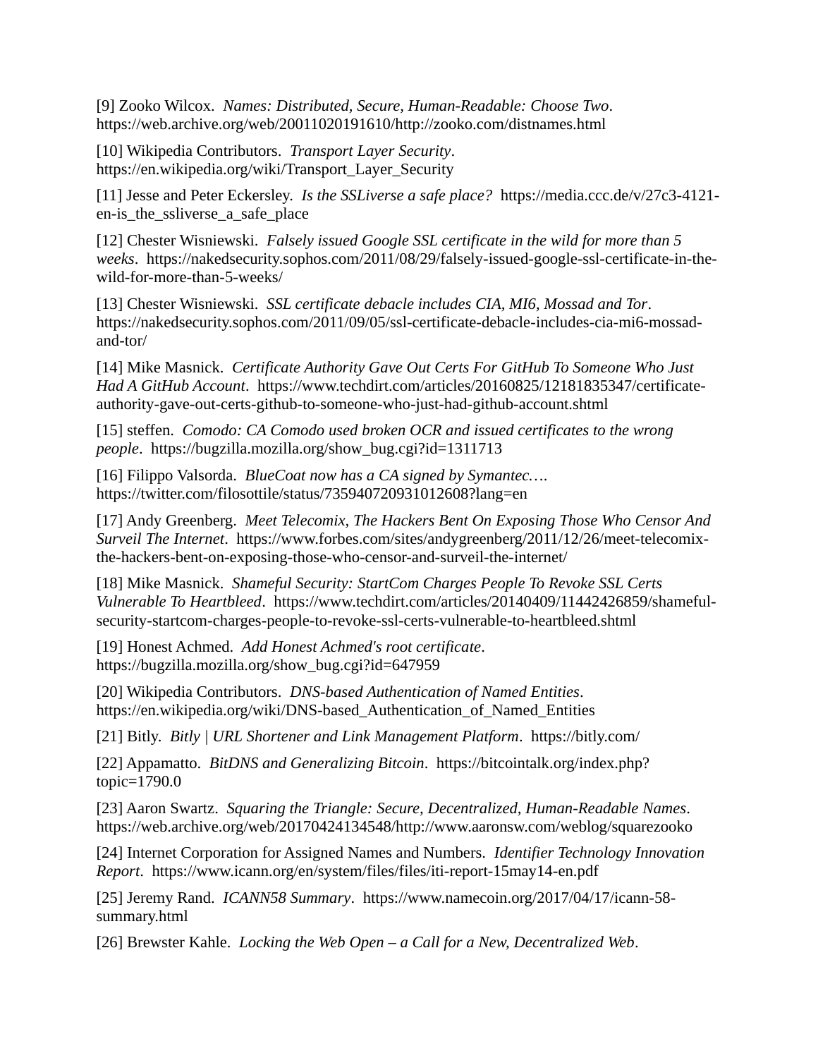[9] Zooko Wilcox. *Names: Distributed, Secure, Human-Readable: Choose Two*. https://web.archive.org/web/20011020191610/http://zooko.com/distnames.html

[10] Wikipedia Contributors. *Transport Layer Security*. https://en.wikipedia.org/wiki/Transport_Layer_Security

[11] Jesse and Peter Eckersley. *Is the SSLiverse a safe place?* https://media.ccc.de/v/27c3-4121-en-is_the_ssliverse_a_safe_place

[12] Chester Wisniewski. *Falsely issued Google SSL certificate in the wild for more than 5 weeks*. https://nakedsecurity.sophos.com/2011/08/29/falsely-issued-google-ssl-certificate-in-the-wild-for-more-than-5-weeks/

[13] Chester Wisniewski. *SSL certificate debacle includes CIA, MI6, Mossad and Tor*. https://nakedsecurity.sophos.com/2011/09/05/ssl-certificate-debacle-includes-cia-mi6-mossad-and-tor/

[14] Mike Masnick. *Certificate Authority Gave Out Certs For GitHub To Someone Who Just Had A GitHub Account*. https://www.techdirt.com/articles/20160825/12181835347/certificate-authority-gave-out-certs-github-to-someone-who-just-had-github-account.shtml

[15] steffen. *Comodo: CA Comodo used broken OCR and issued certificates to the wrong people*. https://bugzilla.mozilla.org/show_bug.cgi?id=1311713

[16] Filippo Valsorda. *BlueCoat now has a CA signed by Symantec….* https://twitter.com/filosottile/status/735940720931012608?lang=en

[17] Andy Greenberg. *Meet Telecomix, The Hackers Bent On Exposing Those Who Censor And Surveil The Internet*. https://www.forbes.com/sites/andygreenberg/2011/12/26/meet-telecomix-the-hackers-bent-on-exposing-those-who-censor-and-surveil-the-internet/

[18] Mike Masnick. *Shameful Security: StartCom Charges People To Revoke SSL Certs Vulnerable To Heartbleed*. https://www.techdirt.com/articles/20140409/11442426859/shameful-security-startcom-charges-people-to-revoke-ssl-certs-vulnerable-to-heartbleed.shtml

[19] Honest Achmed. *Add Honest Achmed's root certificate*. https://bugzilla.mozilla.org/show_bug.cgi?id=647959

[20] Wikipedia Contributors. *DNS-based Authentication of Named Entities*. https://en.wikipedia.org/wiki/DNS-based_Authentication_of_Named_Entities

[21] Bitly. *Bitly | URL Shortener and Link Management Platform*. https://bitly.com/

[22] Appamatto. *BitDNS and Generalizing Bitcoin*. https://bitcointalk.org/index.php?topic=1790.0

[23] Aaron Swartz. *Squaring the Triangle: Secure, Decentralized, Human-Readable Names*. https://web.archive.org/web/20170424134548/http://www.aaronsw.com/weblog/squarezooko

[24] Internet Corporation for Assigned Names and Numbers. *Identifier Technology Innovation Report*. https://www.icann.org/en/system/files/files/iti-report-15may14-en.pdf

[25] Jeremy Rand. *ICANN58 Summary*. https://www.namecoin.org/2017/04/17/icann-58-summary.html

[26] Brewster Kahle. *Locking the Web Open – a Call for a New, Decentralized Web*.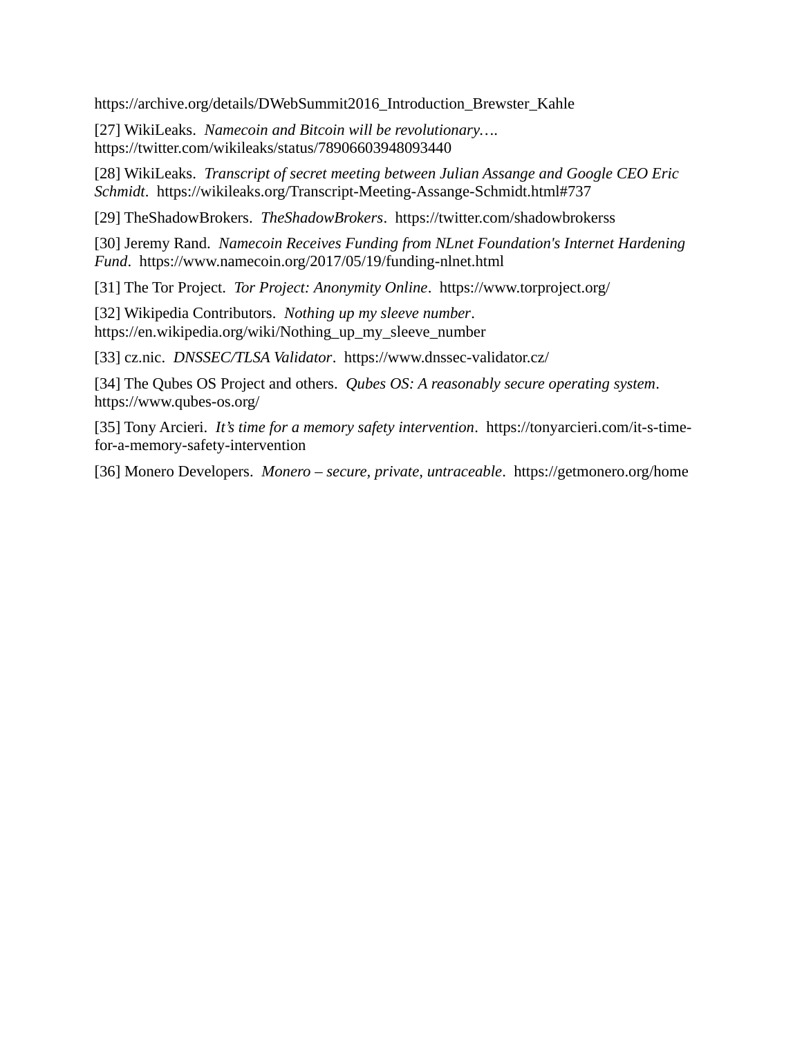https://archive.org/details/DWebSummit2016_Introduction_Brewster_Kahle

[27] WikiLeaks. *Namecoin and Bitcoin will be revolutionary….* https://twitter.com/wikileaks/status/78906603948093440

[28] WikiLeaks. *Transcript of secret meeting between Julian Assange and Google CEO Eric Schmidt*. https://wikileaks.org/Transcript-Meeting-Assange-Schmidt.html#737

[29] TheShadowBrokers. *TheShadowBrokers*. https://twitter.com/shadowbrokerss

[30] Jeremy Rand. *Namecoin Receives Funding from NLnet Foundation's Internet Hardening Fund*. https://www.namecoin.org/2017/05/19/funding-nlnet.html

[31] The Tor Project. *Tor Project: Anonymity Online*. https://www.torproject.org/

[32] Wikipedia Contributors. *Nothing up my sleeve number*. https://en.wikipedia.org/wiki/Nothing_up_my_sleeve_number

[33] cz.nic. *DNSSEC/TLSA Validator*. https://www.dnssec-validator.cz/

[34] The Qubes OS Project and others. *Qubes OS: A reasonably secure operating system*. https://www.qubes-os.org/

[35] Tony Arcieri. *It's time for a memory safety intervention*. https://tonyarcieri.com/it-s-time-for-a-memory-safety-intervention

[36] Monero Developers. *Monero – secure, private, untraceable*. https://getmonero.org/home